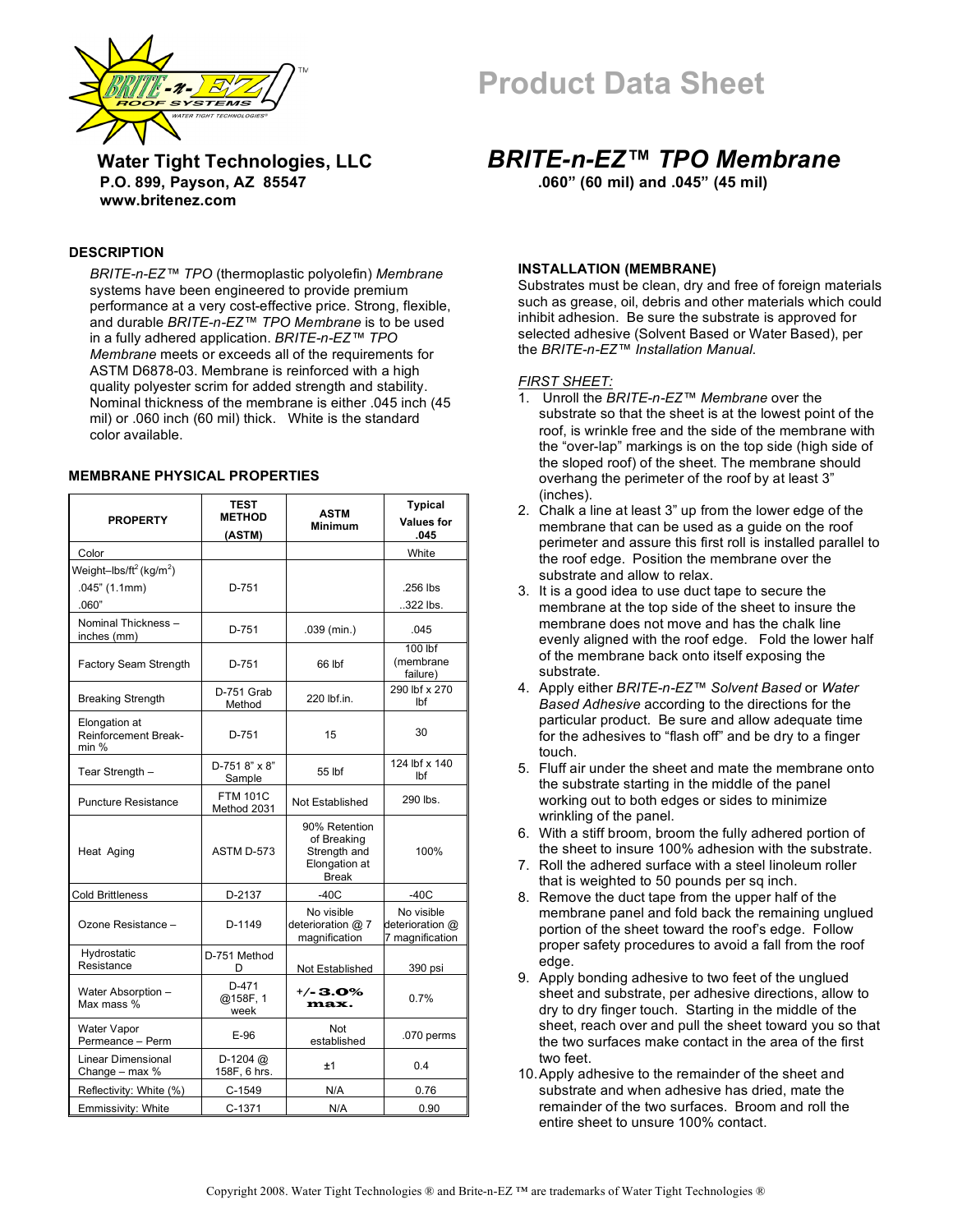# Product Data Sheet

**Water Tight Technologies, LLC**
**P.O. 899, Payson, AZ 85547**
**www.britenez.com**

## *BRITE-n-EZ™ TPO Membrane*

**.060" (60 mil) and .045" (45 mil)**

### DESCRIPTION

*BRITE-n-EZ™ TPO* (thermoplastic polyolefin) *Membrane* systems have been engineered to provide premium performance at a very cost-effective price. Strong, flexible, and durable *BRITE-n-EZ™ TPO Membrane* is to be used in a fully adhered application. *BRITE-n-EZ™ TPO Membrane* meets or exceeds all of the requirements for ASTM D6878-03. Membrane is reinforced with a high quality polyester scrim for added strength and stability. Nominal thickness of the membrane is either .045 inch (45 mil) or .060 inch (60 mil) thick. White is the standard color available.

### MEMBRANE PHYSICAL PROPERTIES

| PROPERTY | TEST METHOD (ASTM) | ASTM Minimum | Typical Values for .045 |
|---|---|---|---|
| Color | | | White |
| Weight–lbs/ft$^2$ (kg/m$^2$) .045" (1.1mm) .060" | D-751 | | .256 lbs ..322 lbs. |
| Nominal Thickness – inches (mm) | D-751 | .039 (min.) | .045 |
| Factory Seam Strength | D-751 | 66 lbf | 100 lbf (membrane failure) |
| Breaking Strength | D-751 Grab Method | 220 lbf.in. | 290 lbf x 270 lbf |
| Elongation at Reinforcement Break-min % | D-751 | 15 | 30 |
| Tear Strength – | D-751 8" x 8" Sample | 55 lbf | 124 lbf x 140 lbf |
| Puncture Resistance | FTM 101C Method 2031 | Not Established | 290 lbs. |
| Heat Aging | ASTM D-573 | 90% Retention of Breaking Strength and Elongation at Break | 100% |
| Cold Brittleness | D-2137 | -40C | -40C |
| Ozone Resistance – | D-1149 | No visible deterioration @ 7 magnification | No visible deterioration @ 7 magnification |
| Hydrostatic Resistance | D-751 Method D | Not Established | 390 psi |
| Water Absorption – Max mass % | D-471 @158F, 1 week | +/- 3.0% max. | 0.7% |
| Water Vapor Permeance – Perm | E-96 | Not established | .070 perms |
| Linear Dimensional Change – max % | D-1204 @ 158F, 6 hrs. | ±1 | 0.4 |
| Reflectivity: White (%) | C-1549 | N/A | 0.76 |
| Emmissivity: White | C-1371 | N/A | 0.90 |

### INSTALLATION (MEMBRANE)

Substrates must be clean, dry and free of foreign materials such as grease, oil, debris and other materials which could inhibit adhesion. Be sure the substrate is approved for selected adhesive (Solvent Based or Water Based), per the *BRITE-n-EZ™ Installation Manual*.

*FIRST SHEET:*

1. Unroll the *BRITE-n-EZ™ Membrane* over the substrate so that the sheet is at the lowest point of the roof, is wrinkle free and the side of the membrane with the "over-lap" markings is on the top side (high side of the sloped roof) of the sheet. The membrane should overhang the perimeter of the roof by at least 3" (inches).
2. Chalk a line at least 3" up from the lower edge of the membrane that can be used as a guide on the roof perimeter and assure this first roll is installed parallel to the roof edge. Position the membrane over the substrate and allow to relax.
3. It is a good idea to use duct tape to secure the membrane at the top side of the sheet to insure the membrane does not move and has the chalk line evenly aligned with the roof edge. Fold the lower half of the membrane back onto itself exposing the substrate.
4. Apply either *BRITE-n-EZ™ Solvent Based* or *Water Based Adhesive* according to the directions for the particular product. Be sure and allow adequate time for the adhesives to "flash off" and be dry to a finger touch.
5. Fluff air under the sheet and mate the membrane onto the substrate starting in the middle of the panel working out to both edges or sides to minimize wrinkling of the panel.
6. With a stiff broom, broom the fully adhered portion of the sheet to insure 100% adhesion with the substrate.
7. Roll the adhered surface with a steel linoleum roller that is weighted to 50 pounds per sq inch.
8. Remove the duct tape from the upper half of the membrane panel and fold back the remaining unglued portion of the sheet toward the roof's edge. Follow proper safety procedures to avoid a fall from the roof edge.
9. Apply bonding adhesive to two feet of the unglued sheet and substrate, per adhesive directions, allow to dry to dry finger touch. Starting in the middle of the sheet, reach over and pull the sheet toward you so that the two surfaces make contact in the area of the first two feet.
10. Apply adhesive to the remainder of the sheet and substrate and when adhesive has dried, mate the remainder of the two surfaces. Broom and roll the entire sheet to unsure 100% contact.

Copyright 2008. Water Tight Technologies ® and Brite-n-EZ ™ are trademarks of Water Tight Technologies ®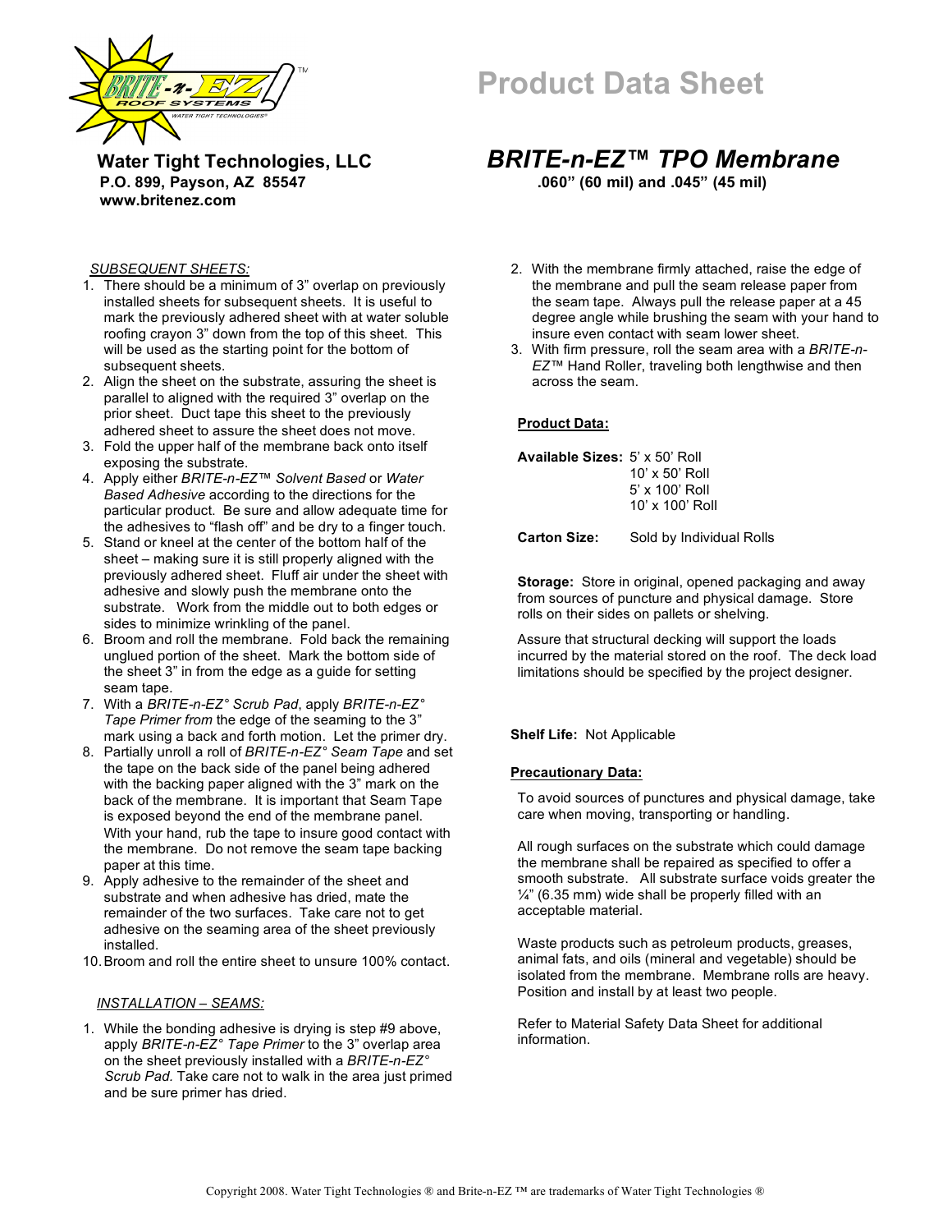**Water Tight Technologies, LLC**
**P.O. 899, Payson, AZ 85547**
**www.britenez.com**

# Product Data Sheet

## *BRITE-n-EZ™ TPO Membrane*

**.060" (60 mil) and .045" (45 mil)**

*SUBSEQUENT SHEETS:*

1. There should be a minimum of 3" overlap on previously installed sheets for subsequent sheets. It is useful to mark the previously adhered sheet with at water soluble roofing crayon 3" down from the top of this sheet. This will be used as the starting point for the bottom of subsequent sheets.
2. Align the sheet on the substrate, assuring the sheet is parallel to aligned with the required 3" overlap on the prior sheet. Duct tape this sheet to the previously adhered sheet to assure the sheet does not move.
3. Fold the upper half of the membrane back onto itself exposing the substrate.
4. Apply either *BRITE-n-EZ™ Solvent Based* or *Water Based Adhesive* according to the directions for the particular product. Be sure and allow adequate time for the adhesives to "flash off" and be dry to a finger touch.
5. Stand or kneel at the center of the bottom half of the sheet – making sure it is still properly aligned with the previously adhered sheet. Fluff air under the sheet with adhesive and slowly push the membrane onto the substrate. Work from the middle out to both edges or sides to minimize wrinkling of the panel.
6. Broom and roll the membrane. Fold back the remaining unglued portion of the sheet. Mark the bottom side of the sheet 3" in from the edge as a guide for setting seam tape.
7. With a *BRITE-n-EZ° Scrub Pad*, apply *BRITE-n-EZ° Tape Primer from* the edge of the seaming to the 3" mark using a back and forth motion. Let the primer dry.
8. Partially unroll a roll of *BRITE-n-EZ° Seam Tape* and set the tape on the back side of the panel being adhered with the backing paper aligned with the 3" mark on the back of the membrane. It is important that Seam Tape is exposed beyond the end of the membrane panel. With your hand, rub the tape to insure good contact with the membrane. Do not remove the seam tape backing paper at this time.
9. Apply adhesive to the remainder of the sheet and substrate and when adhesive has dried, mate the remainder of the two surfaces. Take care not to get adhesive on the seaming area of the sheet previously installed.
10. Broom and roll the entire sheet to unsure 100% contact.

*INSTALLATION – SEAMS:*

1. While the bonding adhesive is drying is step #9 above, apply *BRITE-n-EZ° Tape Primer* to the 3" overlap area on the sheet previously installed with a *BRITE-n-EZ° Scrub Pad.* Take care not to walk in the area just primed and be sure primer has dried.
2. With the membrane firmly attached, raise the edge of the membrane and pull the seam release paper from the seam tape. Always pull the release paper at a 45 degree angle while brushing the seam with your hand to insure even contact with seam lower sheet.
3. With firm pressure, roll the seam area with a *BRITE-n-EZ™* Hand Roller, traveling both lengthwise and then across the seam.

**Product Data:**

**Available Sizes:** 5' x 50' Roll
10' x 50' Roll
5' x 100' Roll
10' x 100' Roll

**Carton Size:** Sold by Individual Rolls

**Storage:** Store in original, opened packaging and away from sources of puncture and physical damage. Store rolls on their sides on pallets or shelving.

Assure that structural decking will support the loads incurred by the material stored on the roof. The deck load limitations should be specified by the project designer.

**Shelf Life:** Not Applicable

**Precautionary Data:**

To avoid sources of punctures and physical damage, take care when moving, transporting or handling.

All rough surfaces on the substrate which could damage the membrane shall be repaired as specified to offer a smooth substrate. All substrate surface voids greater the ¼" (6.35 mm) wide shall be properly filled with an acceptable material.

Waste products such as petroleum products, greases, animal fats, and oils (mineral and vegetable) should be isolated from the membrane. Membrane rolls are heavy. Position and install by at least two people.

Refer to Material Safety Data Sheet for additional information.

Copyright 2008. Water Tight Technologies ® and Brite-n-EZ ™ are trademarks of Water Tight Technologies ®